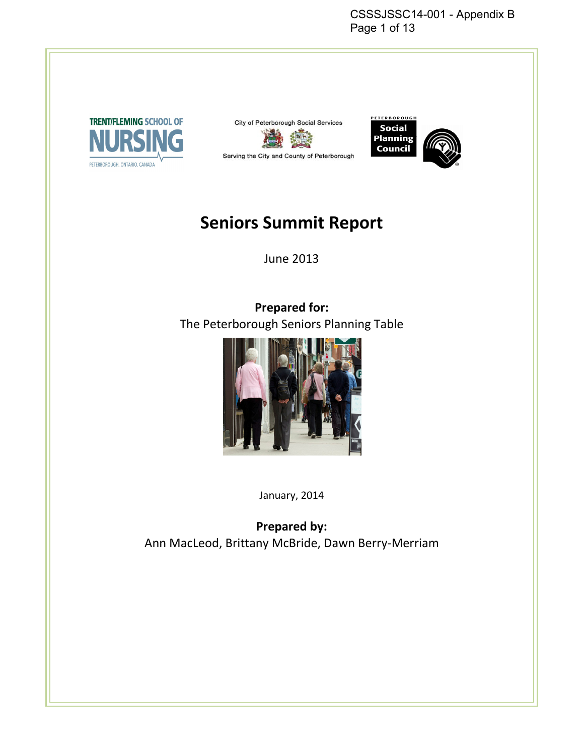CSSSJSSC14-001 - Appendix B

TRENT/FLEMING SCHOOL OF NURSING
PETERBOROUGH, ONTARIO, CANADA

City of Peterborough Social Services
Serving the City and County of Peterborough

PETERBOROUGH Social Planning Council

# Seniors Summit Report

June 2013

**Prepared for:**
The Peterborough Seniors Planning Table

January, 2014

**Prepared by:**
Ann MacLeod, Brittany McBride, Dawn Berry-Merriam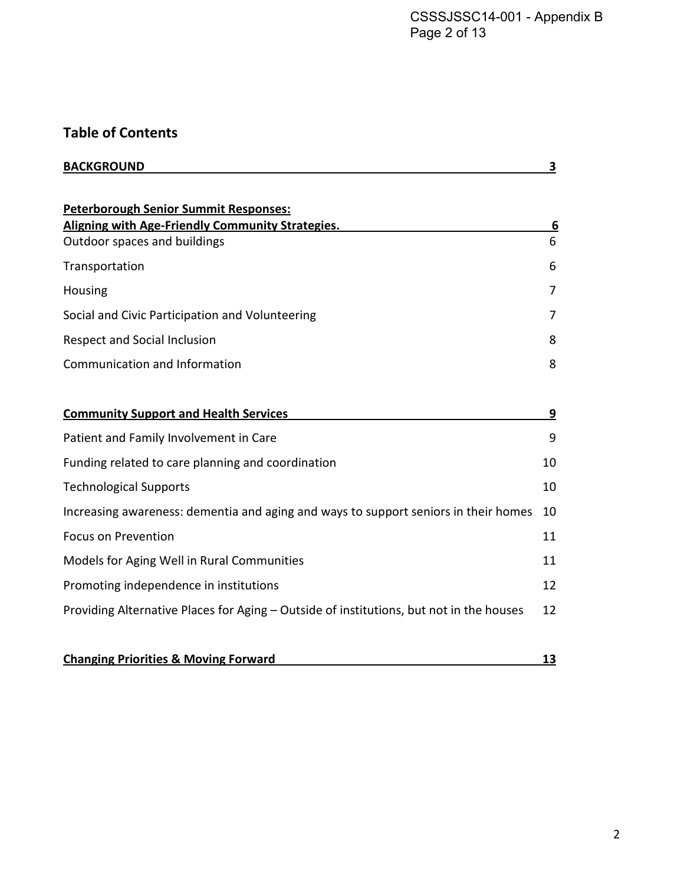## Table of Contents

| | |
|---|---|
| **BACKGROUND** | **3** |
| **Peterborough Senior Summit Responses: Aligning with Age-Friendly Community Strategies.** | **6** |
| Outdoor spaces and buildings | 6 |
| Transportation | 6 |
| Housing | 7 |
| Social and Civic Participation and Volunteering | 7 |
| Respect and Social Inclusion | 8 |
| Communication and Information | 8 |
| **Community Support and Health Services** | **9** |
| Patient and Family Involvement in Care | 9 |
| Funding related to care planning and coordination | 10 |
| Technological Supports | 10 |
| Increasing awareness: dementia and aging and ways to support seniors in their homes | 10 |
| Focus on Prevention | 11 |
| Models for Aging Well in Rural Communities | 11 |
| Promoting independence in institutions | 12 |
| Providing Alternative Places for Aging – Outside of institutions, but not in the houses | 12 |
| **Changing Priorities & Moving Forward** | **13** |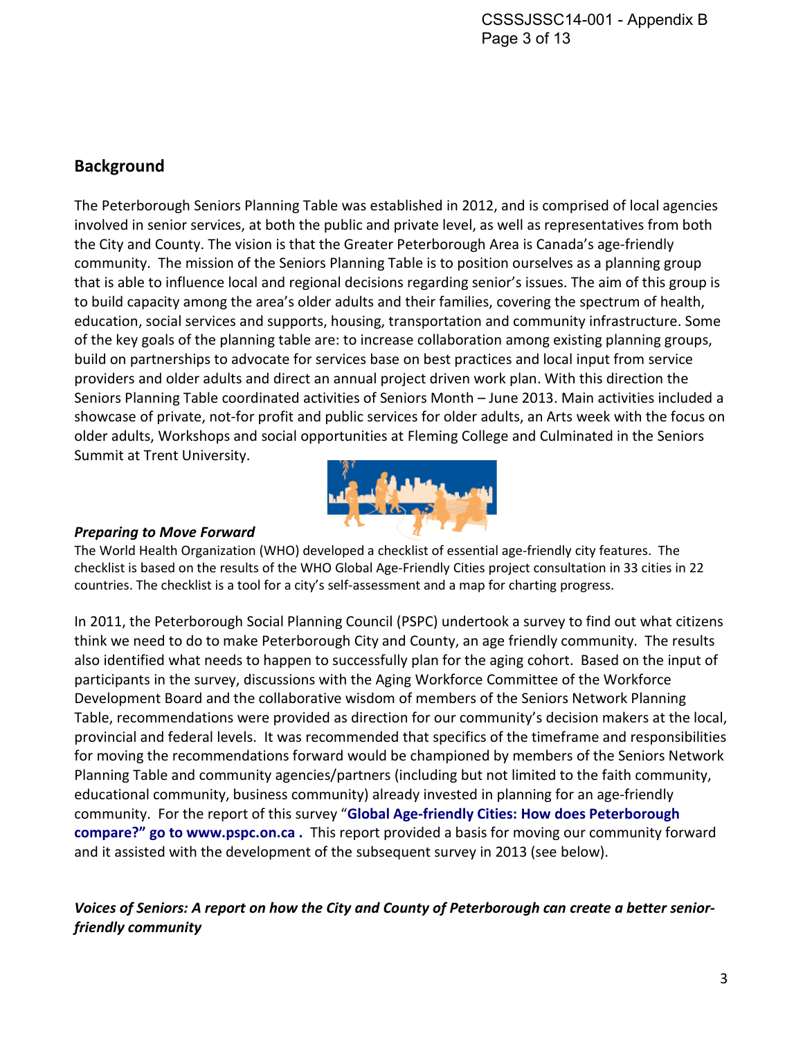## Background

The Peterborough Seniors Planning Table was established in 2012, and is comprised of local agencies involved in senior services, at both the public and private level, as well as representatives from both the City and County. The vision is that the Greater Peterborough Area is Canada's age-friendly community. The mission of the Seniors Planning Table is to position ourselves as a planning group that is able to influence local and regional decisions regarding senior's issues. The aim of this group is to build capacity among the area's older adults and their families, covering the spectrum of health, education, social services and supports, housing, transportation and community infrastructure. Some of the key goals of the planning table are: to increase collaboration among existing planning groups, build on partnerships to advocate for services base on best practices and local input from service providers and older adults and direct an annual project driven work plan. With this direction the Seniors Planning Table coordinated activities of Seniors Month – June 2013. Main activities included a showcase of private, not-for profit and public services for older adults, an Arts week with the focus on older adults, Workshops and social opportunities at Fleming College and Culminated in the Seniors Summit at Trent University.

### *Preparing to Move Forward*

The World Health Organization (WHO) developed a checklist of essential age-friendly city features. The checklist is based on the results of the WHO Global Age-Friendly Cities project consultation in 33 cities in 22 countries. The checklist is a tool for a city's self-assessment and a map for charting progress.

In 2011, the Peterborough Social Planning Council (PSPC) undertook a survey to find out what citizens think we need to do to make Peterborough City and County, an age friendly community. The results also identified what needs to happen to successfully plan for the aging cohort. Based on the input of participants in the survey, discussions with the Aging Workforce Committee of the Workforce Development Board and the collaborative wisdom of members of the Seniors Network Planning Table, recommendations were provided as direction for our community's decision makers at the local, provincial and federal levels. It was recommended that specifics of the timeframe and responsibilities for moving the recommendations forward would be championed by members of the Seniors Network Planning Table and community agencies/partners (including but not limited to the faith community, educational community, business community) already invested in planning for an age-friendly community. For the report of this survey "**Global Age-friendly Cities: How does Peterborough compare?" go to www.pspc.on.ca .** This report provided a basis for moving our community forward and it assisted with the development of the subsequent survey in 2013 (see below).

### *Voices of Seniors: A report on how the City and County of Peterborough can create a better senior-friendly community*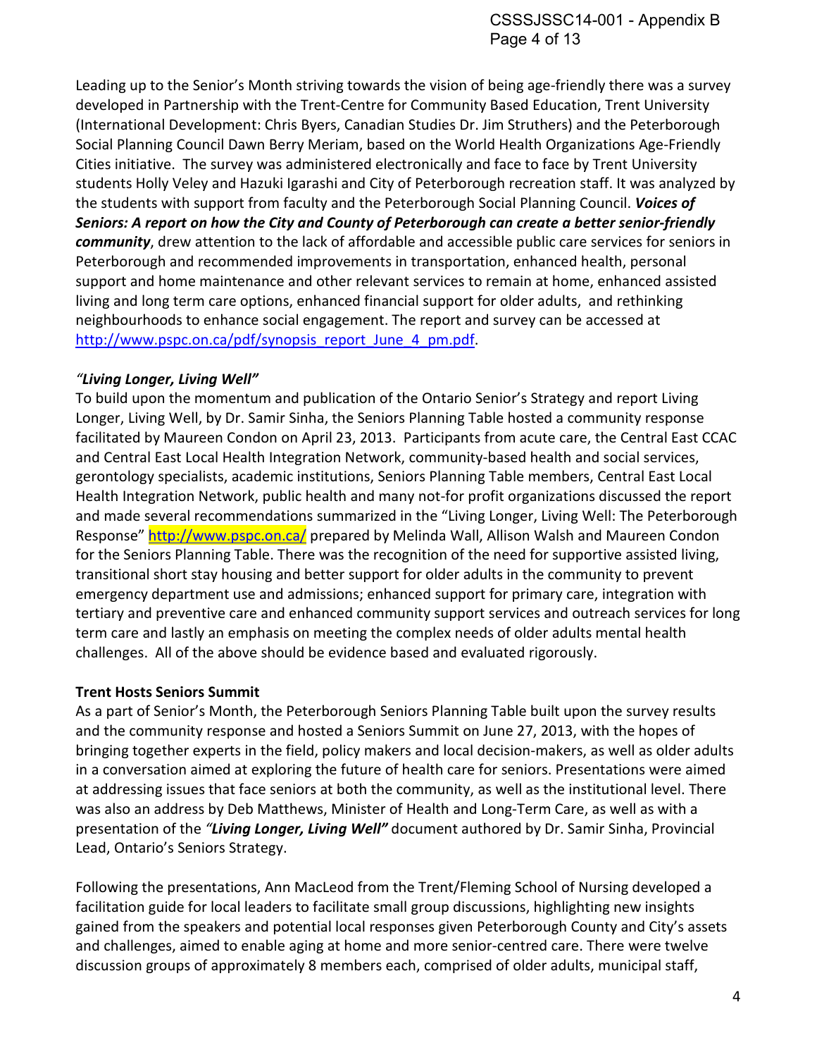Leading up to the Senior's Month striving towards the vision of being age-friendly there was a survey developed in Partnership with the Trent-Centre for Community Based Education, Trent University (International Development: Chris Byers, Canadian Studies Dr. Jim Struthers) and the Peterborough Social Planning Council Dawn Berry Meriam, based on the World Health Organizations Age-Friendly Cities initiative. The survey was administered electronically and face to face by Trent University students Holly Veley and Hazuki Igarashi and City of Peterborough recreation staff. It was analyzed by the students with support from faculty and the Peterborough Social Planning Council. ***Voices of Seniors: A report on how the City and County of Peterborough can create a better senior-friendly community***, drew attention to the lack of affordable and accessible public care services for seniors in Peterborough and recommended improvements in transportation, enhanced health, personal support and home maintenance and other relevant services to remain at home, enhanced assisted living and long term care options, enhanced financial support for older adults, and rethinking neighbourhoods to enhance social engagement. The report and survey can be accessed at http://www.pspc.on.ca/pdf/synopsis_report_June_4_pm.pdf.

***"Living Longer, Living Well"***

To build upon the momentum and publication of the Ontario Senior's Strategy and report Living Longer, Living Well, by Dr. Samir Sinha, the Seniors Planning Table hosted a community response facilitated by Maureen Condon on April 23, 2013. Participants from acute care, the Central East CCAC and Central East Local Health Integration Network, community-based health and social services, gerontology specialists, academic institutions, Seniors Planning Table members, Central East Local Health Integration Network, public health and many not-for profit organizations discussed the report and made several recommendations summarized in the "Living Longer, Living Well: The Peterborough Response" http://www.pspc.on.ca/ prepared by Melinda Wall, Allison Walsh and Maureen Condon for the Seniors Planning Table. There was the recognition of the need for supportive assisted living, transitional short stay housing and better support for older adults in the community to prevent emergency department use and admissions; enhanced support for primary care, integration with tertiary and preventive care and enhanced community support services and outreach services for long term care and lastly an emphasis on meeting the complex needs of older adults mental health challenges. All of the above should be evidence based and evaluated rigorously.

**Trent Hosts Seniors Summit**

As a part of Senior's Month, the Peterborough Seniors Planning Table built upon the survey results and the community response and hosted a Seniors Summit on June 27, 2013, with the hopes of bringing together experts in the field, policy makers and local decision-makers, as well as older adults in a conversation aimed at exploring the future of health care for seniors. Presentations were aimed at addressing issues that face seniors at both the community, as well as the institutional level. There was also an address by Deb Matthews, Minister of Health and Long-Term Care, as well as with a presentation of the ***"Living Longer, Living Well"*** document authored by Dr. Samir Sinha, Provincial Lead, Ontario's Seniors Strategy.

Following the presentations, Ann MacLeod from the Trent/Fleming School of Nursing developed a facilitation guide for local leaders to facilitate small group discussions, highlighting new insights gained from the speakers and potential local responses given Peterborough County and City's assets and challenges, aimed to enable aging at home and more senior-centred care. There were twelve discussion groups of approximately 8 members each, comprised of older adults, municipal staff,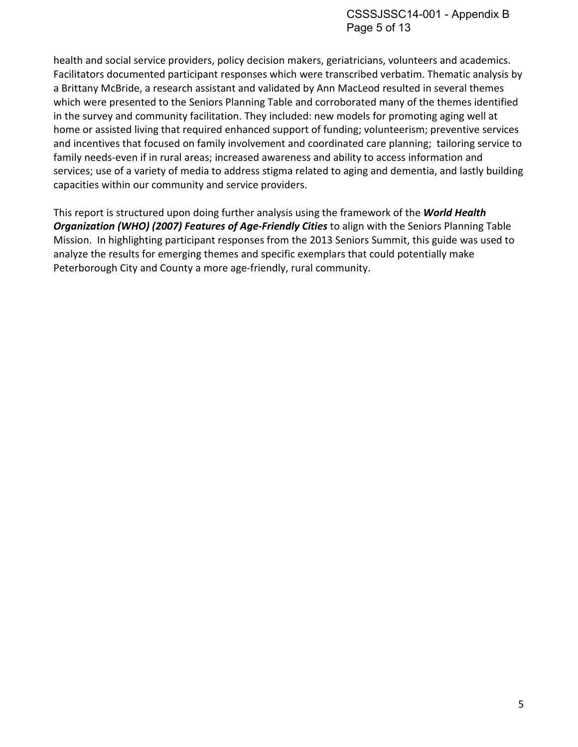health and social service providers, policy decision makers, geriatricians, volunteers and academics. Facilitators documented participant responses which were transcribed verbatim. Thematic analysis by a Brittany McBride, a research assistant and validated by Ann MacLeod resulted in several themes which were presented to the Seniors Planning Table and corroborated many of the themes identified in the survey and community facilitation. They included: new models for promoting aging well at home or assisted living that required enhanced support of funding; volunteerism; preventive services and incentives that focused on family involvement and coordinated care planning; tailoring service to family needs-even if in rural areas; increased awareness and ability to access information and services; use of a variety of media to address stigma related to aging and dementia, and lastly building capacities within our community and service providers.

This report is structured upon doing further analysis using the framework of the ***World Health Organization (WHO) (2007) Features of Age-Friendly Cities*** to align with the Seniors Planning Table Mission. In highlighting participant responses from the 2013 Seniors Summit, this guide was used to analyze the results for emerging themes and specific exemplars that could potentially make Peterborough City and County a more age-friendly, rural community.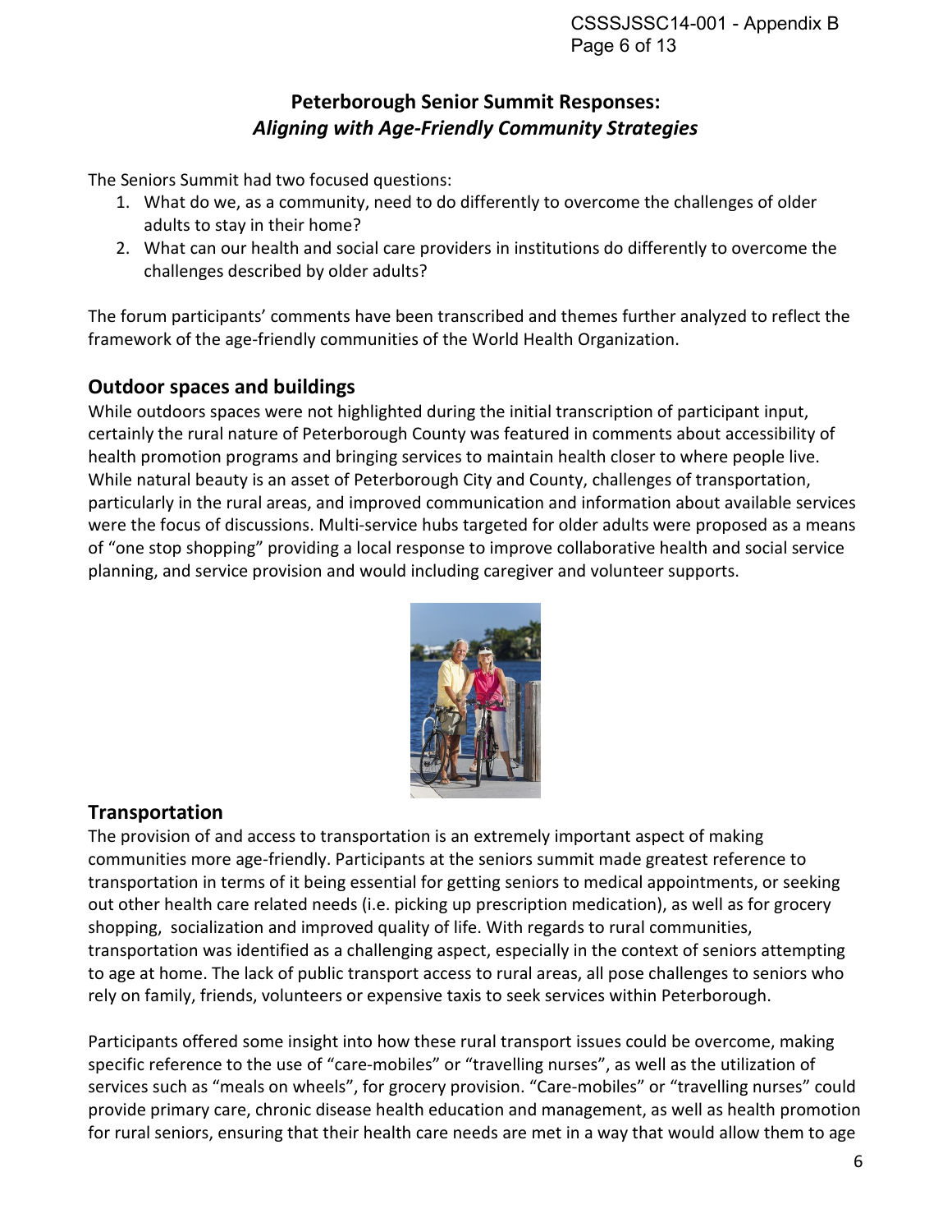## Peterborough Senior Summit Responses: *Aligning with Age-Friendly Community Strategies*

The Seniors Summit had two focused questions:

1. What do we, as a community, need to do differently to overcome the challenges of older adults to stay in their home?
2. What can our health and social care providers in institutions do differently to overcome the challenges described by older adults?

The forum participants' comments have been transcribed and themes further analyzed to reflect the framework of the age-friendly communities of the World Health Organization.

### Outdoor spaces and buildings

While outdoors spaces were not highlighted during the initial transcription of participant input, certainly the rural nature of Peterborough County was featured in comments about accessibility of health promotion programs and bringing services to maintain health closer to where people live. While natural beauty is an asset of Peterborough City and County, challenges of transportation, particularly in the rural areas, and improved communication and information about available services were the focus of discussions. Multi-service hubs targeted for older adults were proposed as a means of "one stop shopping" providing a local response to improve collaborative health and social service planning, and service provision and would including caregiver and volunteer supports.

### Transportation

The provision of and access to transportation is an extremely important aspect of making communities more age-friendly. Participants at the seniors summit made greatest reference to transportation in terms of it being essential for getting seniors to medical appointments, or seeking out other health care related needs (i.e. picking up prescription medication), as well as for grocery shopping, socialization and improved quality of life. With regards to rural communities, transportation was identified as a challenging aspect, especially in the context of seniors attempting to age at home. The lack of public transport access to rural areas, all pose challenges to seniors who rely on family, friends, volunteers or expensive taxis to seek services within Peterborough.

Participants offered some insight into how these rural transport issues could be overcome, making specific reference to the use of "care-mobiles" or "travelling nurses", as well as the utilization of services such as "meals on wheels", for grocery provision. "Care-mobiles" or "travelling nurses" could provide primary care, chronic disease health education and management, as well as health promotion for rural seniors, ensuring that their health care needs are met in a way that would allow them to age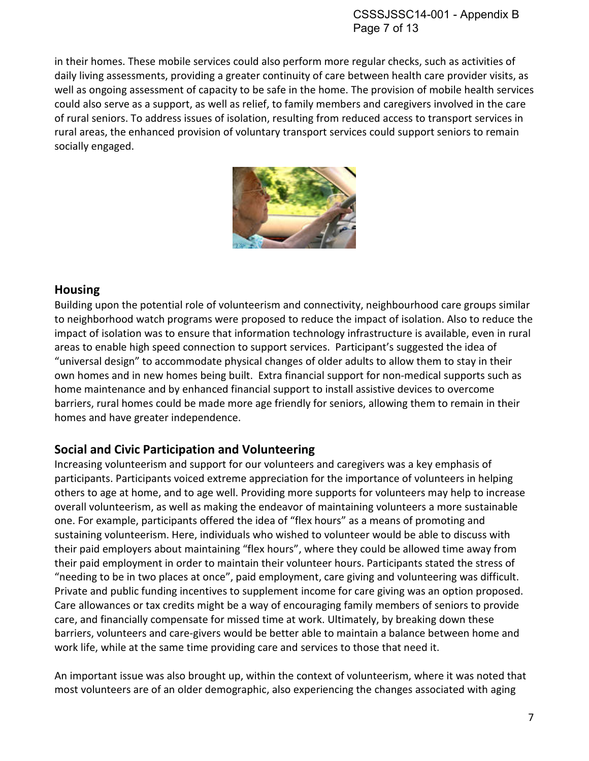in their homes. These mobile services could also perform more regular checks, such as activities of daily living assessments, providing a greater continuity of care between health care provider visits, as well as ongoing assessment of capacity to be safe in the home. The provision of mobile health services could also serve as a support, as well as relief, to family members and caregivers involved in the care of rural seniors. To address issues of isolation, resulting from reduced access to transport services in rural areas, the enhanced provision of voluntary transport services could support seniors to remain socially engaged.

## Housing

Building upon the potential role of volunteerism and connectivity, neighbourhood care groups similar to neighborhood watch programs were proposed to reduce the impact of isolation. Also to reduce the impact of isolation was to ensure that information technology infrastructure is available, even in rural areas to enable high speed connection to support services. Participant's suggested the idea of "universal design" to accommodate physical changes of older adults to allow them to stay in their own homes and in new homes being built. Extra financial support for non-medical supports such as home maintenance and by enhanced financial support to install assistive devices to overcome barriers, rural homes could be made more age friendly for seniors, allowing them to remain in their homes and have greater independence.

## Social and Civic Participation and Volunteering

Increasing volunteerism and support for our volunteers and caregivers was a key emphasis of participants. Participants voiced extreme appreciation for the importance of volunteers in helping others to age at home, and to age well. Providing more supports for volunteers may help to increase overall volunteerism, as well as making the endeavor of maintaining volunteers a more sustainable one. For example, participants offered the idea of "flex hours" as a means of promoting and sustaining volunteerism. Here, individuals who wished to volunteer would be able to discuss with their paid employers about maintaining "flex hours", where they could be allowed time away from their paid employment in order to maintain their volunteer hours. Participants stated the stress of "needing to be in two places at once", paid employment, care giving and volunteering was difficult. Private and public funding incentives to supplement income for care giving was an option proposed. Care allowances or tax credits might be a way of encouraging family members of seniors to provide care, and financially compensate for missed time at work. Ultimately, by breaking down these barriers, volunteers and care-givers would be better able to maintain a balance between home and work life, while at the same time providing care and services to those that need it.

An important issue was also brought up, within the context of volunteerism, where it was noted that most volunteers are of an older demographic, also experiencing the changes associated with aging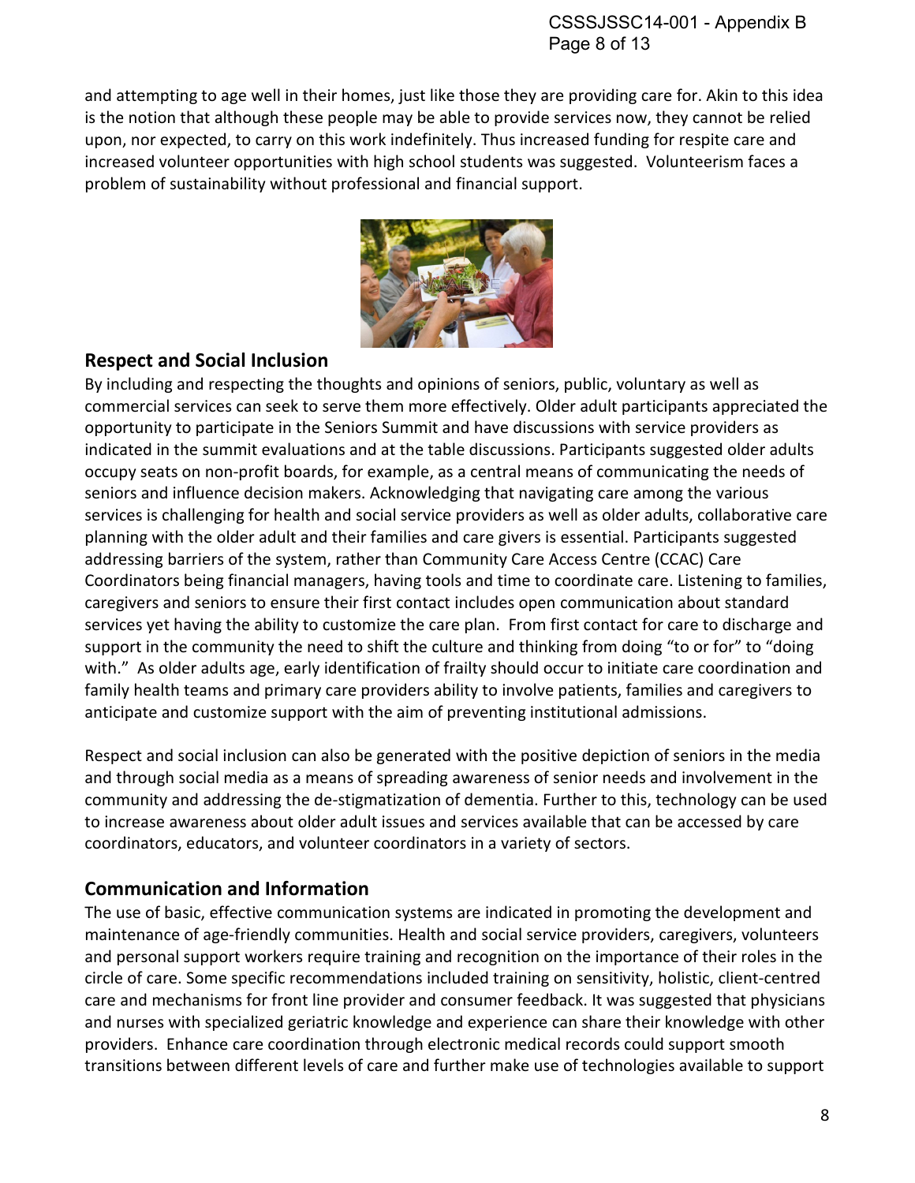and attempting to age well in their homes, just like those they are providing care for. Akin to this idea is the notion that although these people may be able to provide services now, they cannot be relied upon, nor expected, to carry on this work indefinitely. Thus increased funding for respite care and increased volunteer opportunities with high school students was suggested. Volunteerism faces a problem of sustainability without professional and financial support.

## Respect and Social Inclusion

By including and respecting the thoughts and opinions of seniors, public, voluntary as well as commercial services can seek to serve them more effectively. Older adult participants appreciated the opportunity to participate in the Seniors Summit and have discussions with service providers as indicated in the summit evaluations and at the table discussions. Participants suggested older adults occupy seats on non-profit boards, for example, as a central means of communicating the needs of seniors and influence decision makers. Acknowledging that navigating care among the various services is challenging for health and social service providers as well as older adults, collaborative care planning with the older adult and their families and care givers is essential. Participants suggested addressing barriers of the system, rather than Community Care Access Centre (CCAC) Care Coordinators being financial managers, having tools and time to coordinate care. Listening to families, caregivers and seniors to ensure their first contact includes open communication about standard services yet having the ability to customize the care plan. From first contact for care to discharge and support in the community the need to shift the culture and thinking from doing "to or for" to "doing with." As older adults age, early identification of frailty should occur to initiate care coordination and family health teams and primary care providers ability to involve patients, families and caregivers to anticipate and customize support with the aim of preventing institutional admissions.

Respect and social inclusion can also be generated with the positive depiction of seniors in the media and through social media as a means of spreading awareness of senior needs and involvement in the community and addressing the de-stigmatization of dementia. Further to this, technology can be used to increase awareness about older adult issues and services available that can be accessed by care coordinators, educators, and volunteer coordinators in a variety of sectors.

## Communication and Information

The use of basic, effective communication systems are indicated in promoting the development and maintenance of age-friendly communities. Health and social service providers, caregivers, volunteers and personal support workers require training and recognition on the importance of their roles in the circle of care. Some specific recommendations included training on sensitivity, holistic, client-centred care and mechanisms for front line provider and consumer feedback. It was suggested that physicians and nurses with specialized geriatric knowledge and experience can share their knowledge with other providers. Enhance care coordination through electronic medical records could support smooth transitions between different levels of care and further make use of technologies available to support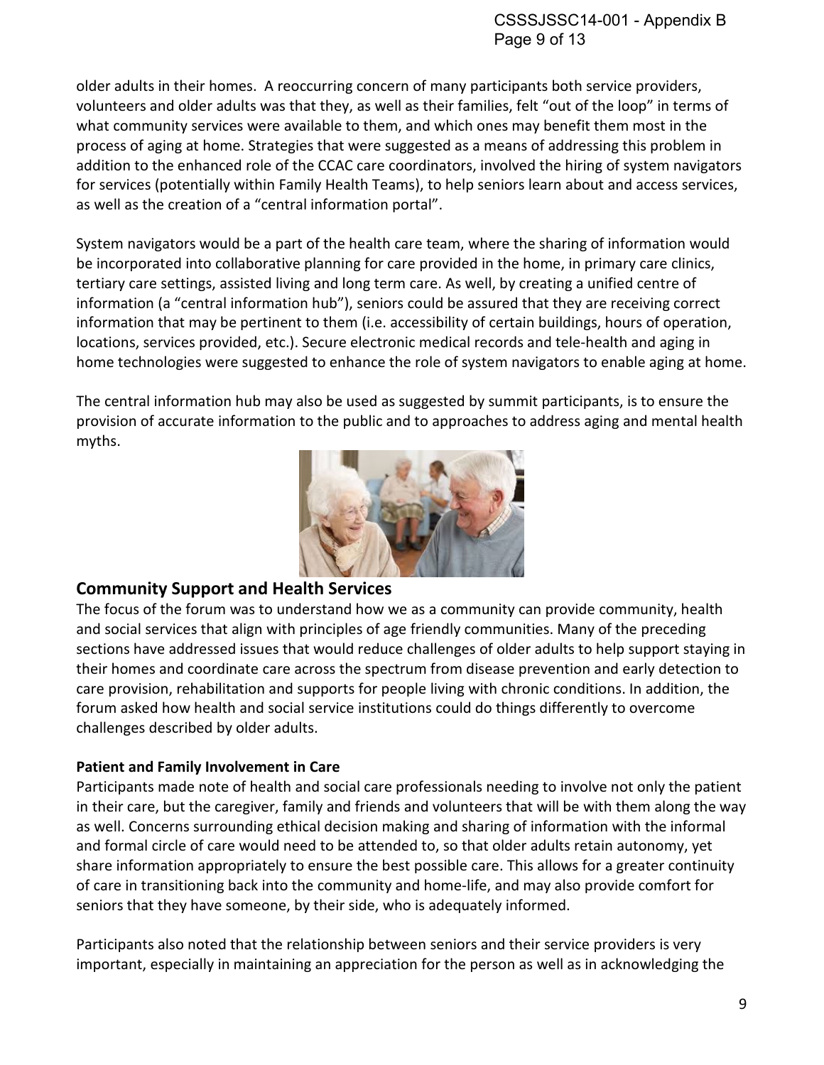older adults in their homes. A reoccurring concern of many participants both service providers, volunteers and older adults was that they, as well as their families, felt "out of the loop" in terms of what community services were available to them, and which ones may benefit them most in the process of aging at home. Strategies that were suggested as a means of addressing this problem in addition to the enhanced role of the CCAC care coordinators, involved the hiring of system navigators for services (potentially within Family Health Teams), to help seniors learn about and access services, as well as the creation of a "central information portal".

System navigators would be a part of the health care team, where the sharing of information would be incorporated into collaborative planning for care provided in the home, in primary care clinics, tertiary care settings, assisted living and long term care. As well, by creating a unified centre of information (a "central information hub"), seniors could be assured that they are receiving correct information that may be pertinent to them (i.e. accessibility of certain buildings, hours of operation, locations, services provided, etc.). Secure electronic medical records and tele-health and aging in home technologies were suggested to enhance the role of system navigators to enable aging at home.

The central information hub may also be used as suggested by summit participants, is to ensure the provision of accurate information to the public and to approaches to address aging and mental health myths.

## Community Support and Health Services

The focus of the forum was to understand how we as a community can provide community, health and social services that align with principles of age friendly communities. Many of the preceding sections have addressed issues that would reduce challenges of older adults to help support staying in their homes and coordinate care across the spectrum from disease prevention and early detection to care provision, rehabilitation and supports for people living with chronic conditions. In addition, the forum asked how health and social service institutions could do things differently to overcome challenges described by older adults.

### Patient and Family Involvement in Care

Participants made note of health and social care professionals needing to involve not only the patient in their care, but the caregiver, family and friends and volunteers that will be with them along the way as well. Concerns surrounding ethical decision making and sharing of information with the informal and formal circle of care would need to be attended to, so that older adults retain autonomy, yet share information appropriately to ensure the best possible care. This allows for a greater continuity of care in transitioning back into the community and home-life, and may also provide comfort for seniors that they have someone, by their side, who is adequately informed.

Participants also noted that the relationship between seniors and their service providers is very important, especially in maintaining an appreciation for the person as well as in acknowledging the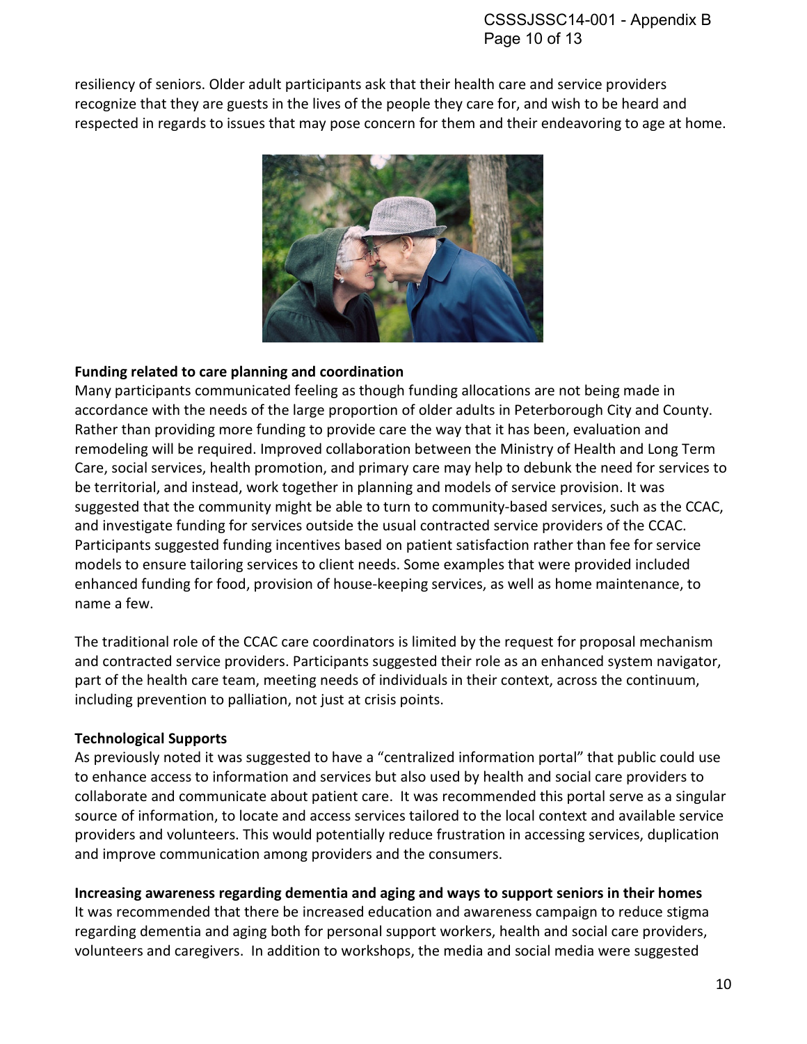resiliency of seniors. Older adult participants ask that their health care and service providers recognize that they are guests in the lives of the people they care for, and wish to be heard and respected in regards to issues that may pose concern for them and their endeavoring to age at home.

**Funding related to care planning and coordination**

Many participants communicated feeling as though funding allocations are not being made in accordance with the needs of the large proportion of older adults in Peterborough City and County. Rather than providing more funding to provide care the way that it has been, evaluation and remodeling will be required. Improved collaboration between the Ministry of Health and Long Term Care, social services, health promotion, and primary care may help to debunk the need for services to be territorial, and instead, work together in planning and models of service provision. It was suggested that the community might be able to turn to community-based services, such as the CCAC, and investigate funding for services outside the usual contracted service providers of the CCAC. Participants suggested funding incentives based on patient satisfaction rather than fee for service models to ensure tailoring services to client needs. Some examples that were provided included enhanced funding for food, provision of house-keeping services, as well as home maintenance, to name a few.

The traditional role of the CCAC care coordinators is limited by the request for proposal mechanism and contracted service providers. Participants suggested their role as an enhanced system navigator, part of the health care team, meeting needs of individuals in their context, across the continuum, including prevention to palliation, not just at crisis points.

**Technological Supports**

As previously noted it was suggested to have a "centralized information portal" that public could use to enhance access to information and services but also used by health and social care providers to collaborate and communicate about patient care. It was recommended this portal serve as a singular source of information, to locate and access services tailored to the local context and available service providers and volunteers. This would potentially reduce frustration in accessing services, duplication and improve communication among providers and the consumers.

**Increasing awareness regarding dementia and aging and ways to support seniors in their homes**

It was recommended that there be increased education and awareness campaign to reduce stigma regarding dementia and aging both for personal support workers, health and social care providers, volunteers and caregivers. In addition to workshops, the media and social media were suggested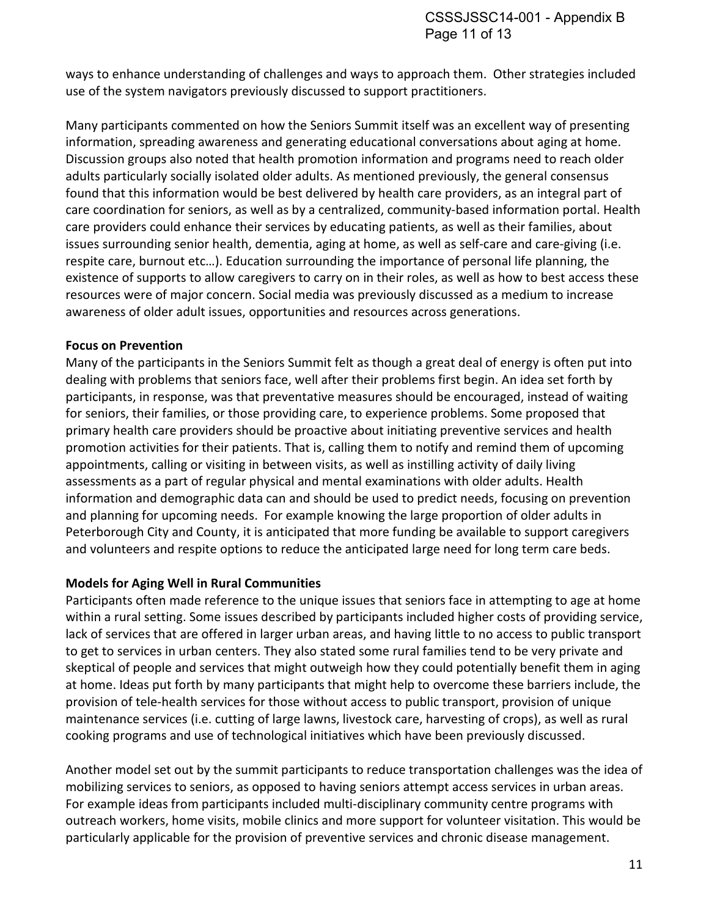ways to enhance understanding of challenges and ways to approach them. Other strategies included use of the system navigators previously discussed to support practitioners.

Many participants commented on how the Seniors Summit itself was an excellent way of presenting information, spreading awareness and generating educational conversations about aging at home. Discussion groups also noted that health promotion information and programs need to reach older adults particularly socially isolated older adults. As mentioned previously, the general consensus found that this information would be best delivered by health care providers, as an integral part of care coordination for seniors, as well as by a centralized, community-based information portal. Health care providers could enhance their services by educating patients, as well as their families, about issues surrounding senior health, dementia, aging at home, as well as self-care and care-giving (i.e. respite care, burnout etc…). Education surrounding the importance of personal life planning, the existence of supports to allow caregivers to carry on in their roles, as well as how to best access these resources were of major concern. Social media was previously discussed as a medium to increase awareness of older adult issues, opportunities and resources across generations.

**Focus on Prevention**

Many of the participants in the Seniors Summit felt as though a great deal of energy is often put into dealing with problems that seniors face, well after their problems first begin. An idea set forth by participants, in response, was that preventative measures should be encouraged, instead of waiting for seniors, their families, or those providing care, to experience problems. Some proposed that primary health care providers should be proactive about initiating preventive services and health promotion activities for their patients. That is, calling them to notify and remind them of upcoming appointments, calling or visiting in between visits, as well as instilling activity of daily living assessments as a part of regular physical and mental examinations with older adults. Health information and demographic data can and should be used to predict needs, focusing on prevention and planning for upcoming needs. For example knowing the large proportion of older adults in Peterborough City and County, it is anticipated that more funding be available to support caregivers and volunteers and respite options to reduce the anticipated large need for long term care beds.

**Models for Aging Well in Rural Communities**

Participants often made reference to the unique issues that seniors face in attempting to age at home within a rural setting. Some issues described by participants included higher costs of providing service, lack of services that are offered in larger urban areas, and having little to no access to public transport to get to services in urban centers. They also stated some rural families tend to be very private and skeptical of people and services that might outweigh how they could potentially benefit them in aging at home. Ideas put forth by many participants that might help to overcome these barriers include, the provision of tele-health services for those without access to public transport, provision of unique maintenance services (i.e. cutting of large lawns, livestock care, harvesting of crops), as well as rural cooking programs and use of technological initiatives which have been previously discussed.

Another model set out by the summit participants to reduce transportation challenges was the idea of mobilizing services to seniors, as opposed to having seniors attempt access services in urban areas. For example ideas from participants included multi-disciplinary community centre programs with outreach workers, home visits, mobile clinics and more support for volunteer visitation. This would be particularly applicable for the provision of preventive services and chronic disease management.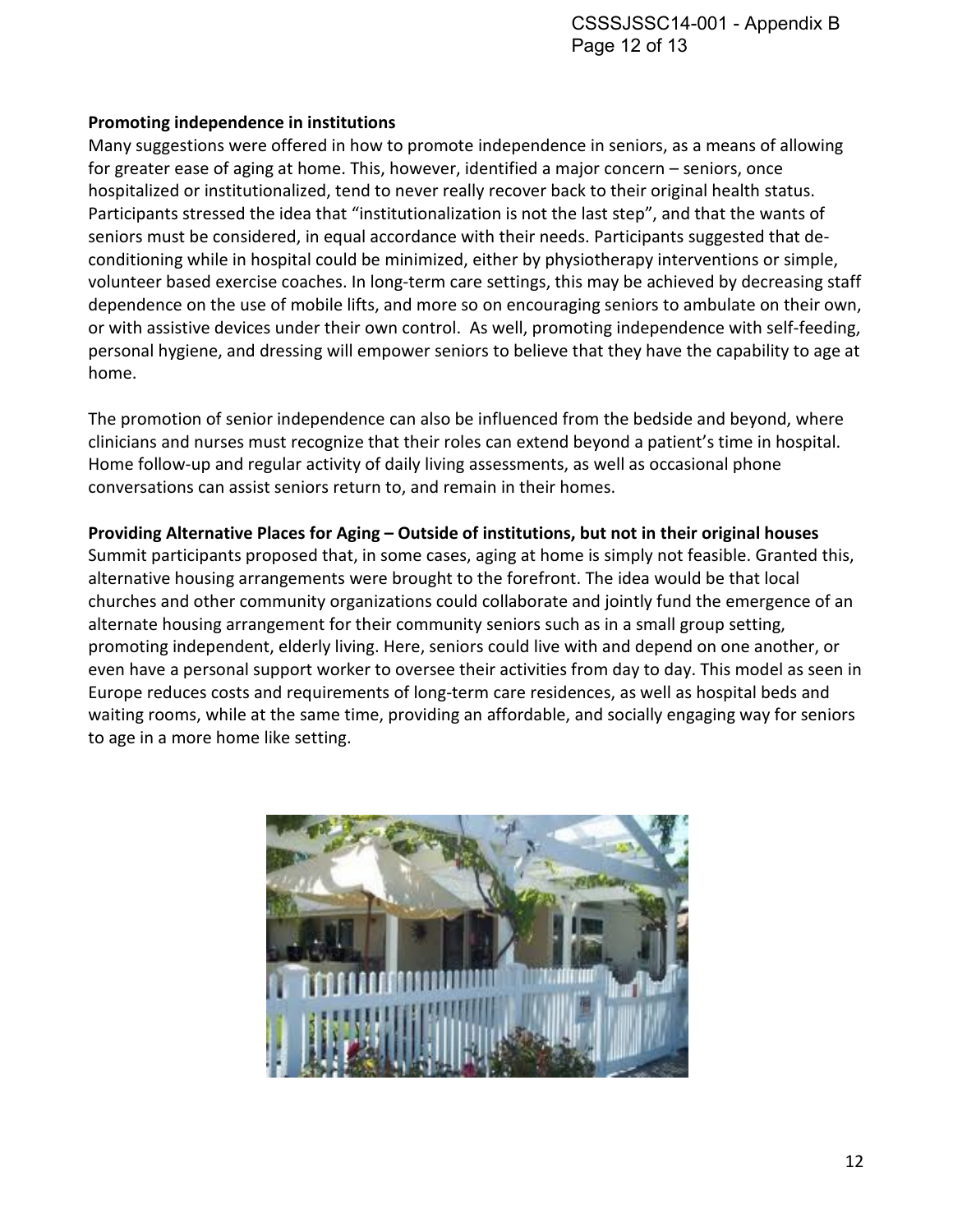**Promoting independence in institutions**

Many suggestions were offered in how to promote independence in seniors, as a means of allowing for greater ease of aging at home. This, however, identified a major concern – seniors, once hospitalized or institutionalized, tend to never really recover back to their original health status. Participants stressed the idea that "institutionalization is not the last step", and that the wants of seniors must be considered, in equal accordance with their needs. Participants suggested that de-conditioning while in hospital could be minimized, either by physiotherapy interventions or simple, volunteer based exercise coaches. In long-term care settings, this may be achieved by decreasing staff dependence on the use of mobile lifts, and more so on encouraging seniors to ambulate on their own, or with assistive devices under their own control. As well, promoting independence with self-feeding, personal hygiene, and dressing will empower seniors to believe that they have the capability to age at home.

The promotion of senior independence can also be influenced from the bedside and beyond, where clinicians and nurses must recognize that their roles can extend beyond a patient's time in hospital. Home follow-up and regular activity of daily living assessments, as well as occasional phone conversations can assist seniors return to, and remain in their homes.

**Providing Alternative Places for Aging – Outside of institutions, but not in their original houses**

Summit participants proposed that, in some cases, aging at home is simply not feasible. Granted this, alternative housing arrangements were brought to the forefront. The idea would be that local churches and other community organizations could collaborate and jointly fund the emergence of an alternate housing arrangement for their community seniors such as in a small group setting, promoting independent, elderly living. Here, seniors could live with and depend on one another, or even have a personal support worker to oversee their activities from day to day. This model as seen in Europe reduces costs and requirements of long-term care residences, as well as hospital beds and waiting rooms, while at the same time, providing an affordable, and socially engaging way for seniors to age in a more home like setting.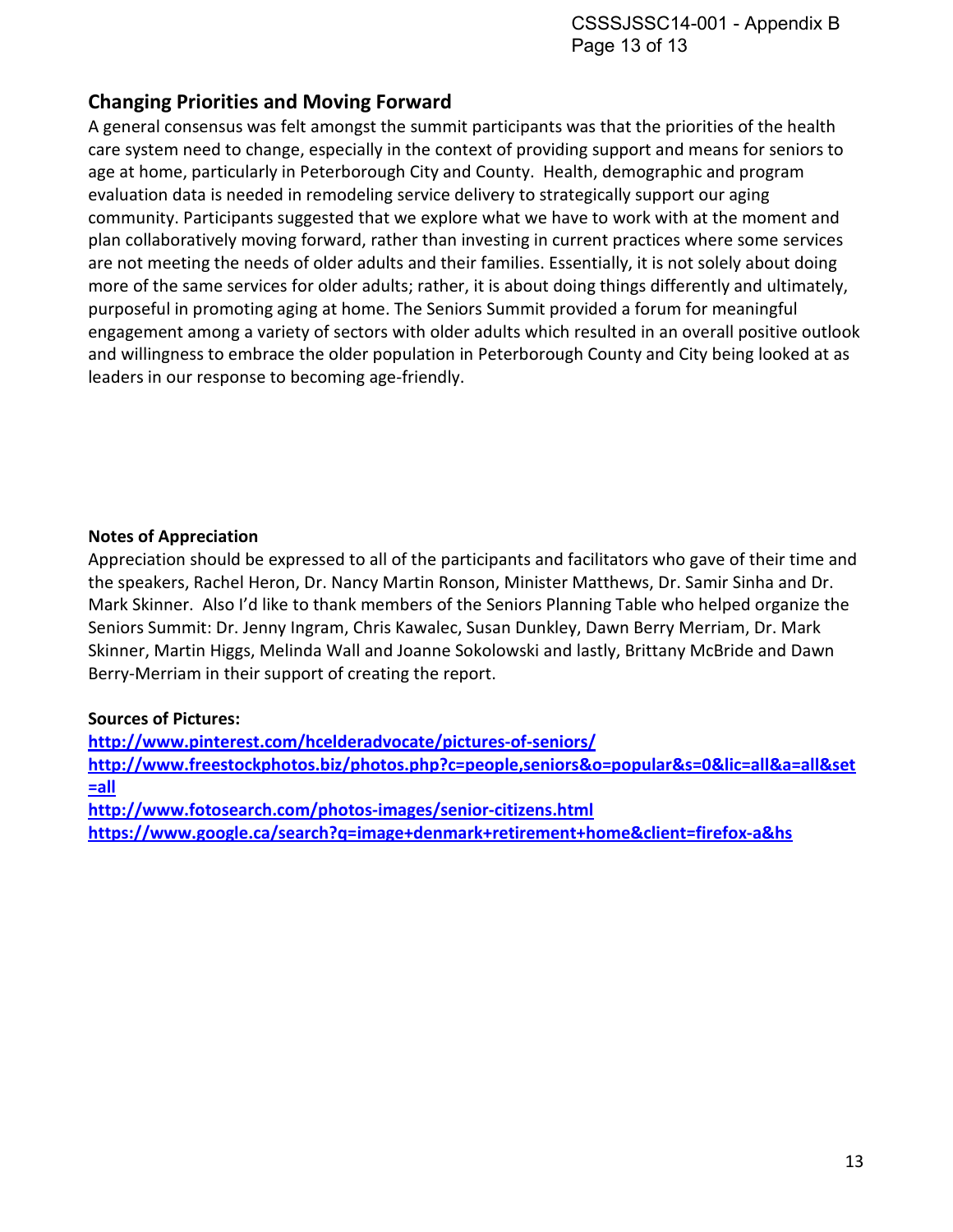## Changing Priorities and Moving Forward

A general consensus was felt amongst the summit participants was that the priorities of the health care system need to change, especially in the context of providing support and means for seniors to age at home, particularly in Peterborough City and County. Health, demographic and program evaluation data is needed in remodeling service delivery to strategically support our aging community. Participants suggested that we explore what we have to work with at the moment and plan collaboratively moving forward, rather than investing in current practices where some services are not meeting the needs of older adults and their families. Essentially, it is not solely about doing more of the same services for older adults; rather, it is about doing things differently and ultimately, purposeful in promoting aging at home. The Seniors Summit provided a forum for meaningful engagement among a variety of sectors with older adults which resulted in an overall positive outlook and willingness to embrace the older population in Peterborough County and City being looked at as leaders in our response to becoming age-friendly.

**Notes of Appreciation**

Appreciation should be expressed to all of the participants and facilitators who gave of their time and the speakers, Rachel Heron, Dr. Nancy Martin Ronson, Minister Matthews, Dr. Samir Sinha and Dr. Mark Skinner. Also I'd like to thank members of the Seniors Planning Table who helped organize the Seniors Summit: Dr. Jenny Ingram, Chris Kawalec, Susan Dunkley, Dawn Berry Merriam, Dr. Mark Skinner, Martin Higgs, Melinda Wall and Joanne Sokolowski and lastly, Brittany McBride and Dawn Berry-Merriam in their support of creating the report.

**Sources of Pictures:**

**http://www.pinterest.com/hcelderadvocate/pictures-of-seniors/**
**http://www.freestockphotos.biz/photos.php?c=people,seniors&o=popular&s=0&lic=all&a=all&set=all**
**http://www.fotosearch.com/photos-images/senior-citizens.html**
**https://www.google.ca/search?q=image+denmark+retirement+home&client=firefox-a&hs**